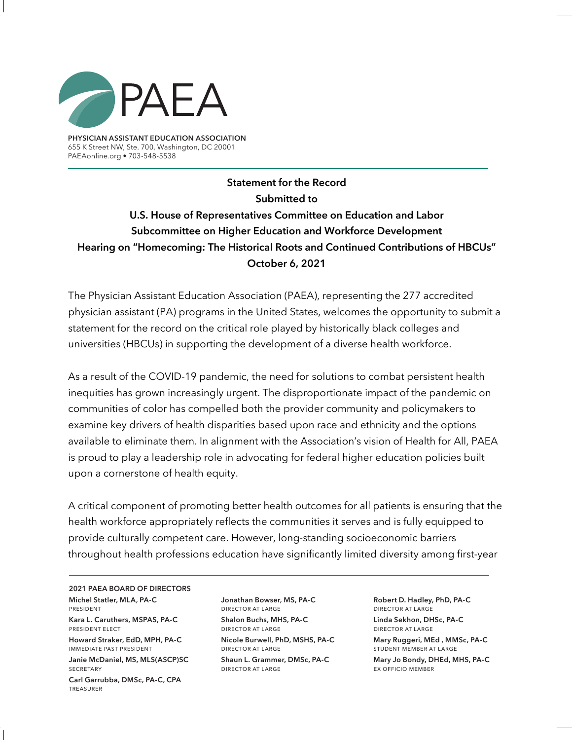# PAEA

**PHYSICIAN ASSISTANT EDUCATION ASSOCIATION**
655 K Street NW, Ste. 700, Washington, DC 20001
PAEAonline.org • 703-548-5538

**Statement for the Record**
**Submitted to**
**U.S. House of Representatives Committee on Education and Labor**
**Subcommittee on Higher Education and Workforce Development**
**Hearing on "Homecoming: The Historical Roots and Continued Contributions of HBCUs"**
**October 6, 2021**

The Physician Assistant Education Association (PAEA), representing the 277 accredited physician assistant (PA) programs in the United States, welcomes the opportunity to submit a statement for the record on the critical role played by historically black colleges and universities (HBCUs) in supporting the development of a diverse health workforce.

As a result of the COVID-19 pandemic, the need for solutions to combat persistent health inequities has grown increasingly urgent. The disproportionate impact of the pandemic on communities of color has compelled both the provider community and policymakers to examine key drivers of health disparities based upon race and ethnicity and the options available to eliminate them. In alignment with the Association's vision of Health for All, PAEA is proud to play a leadership role in advocating for federal higher education policies built upon a cornerstone of health equity.

A critical component of promoting better health outcomes for all patients is ensuring that the health workforce appropriately reflects the communities it serves and is fully equipped to provide culturally competent care. However, long-standing socioeconomic barriers throughout health professions education have significantly limited diversity among first-year

**2021 PAEA BOARD OF DIRECTORS**

**Michel Statler, MLA, PA-C**
PRESIDENT

**Kara L. Caruthers, MSPAS, PA-C**
PRESIDENT ELECT

**Howard Straker, EdD, MPH, PA-C**
IMMEDIATE PAST PRESIDENT

**Janie McDaniel, MS, MLS(ASCP)SC**
SECRETARY

**Carl Garrubba, DMSc, PA-C, CPA**
TREASURER

**Jonathan Bowser, MS, PA-C**
DIRECTOR AT LARGE

**Shalon Buchs, MHS, PA-C**
DIRECTOR AT LARGE

**Nicole Burwell, PhD, MSHS, PA-C**
DIRECTOR AT LARGE

**Shaun L. Grammer, DMSc, PA-C**
DIRECTOR AT LARGE

**Robert D. Hadley, PhD, PA-C**
DIRECTOR AT LARGE

**Linda Sekhon, DHSc, PA-C**
DIRECTOR AT LARGE

**Mary Ruggeri, MEd , MMSc, PA-C**
STUDENT MEMBER AT LARGE

**Mary Jo Bondy, DHEd, MHS, PA-C**
EX OFFICIO MEMBER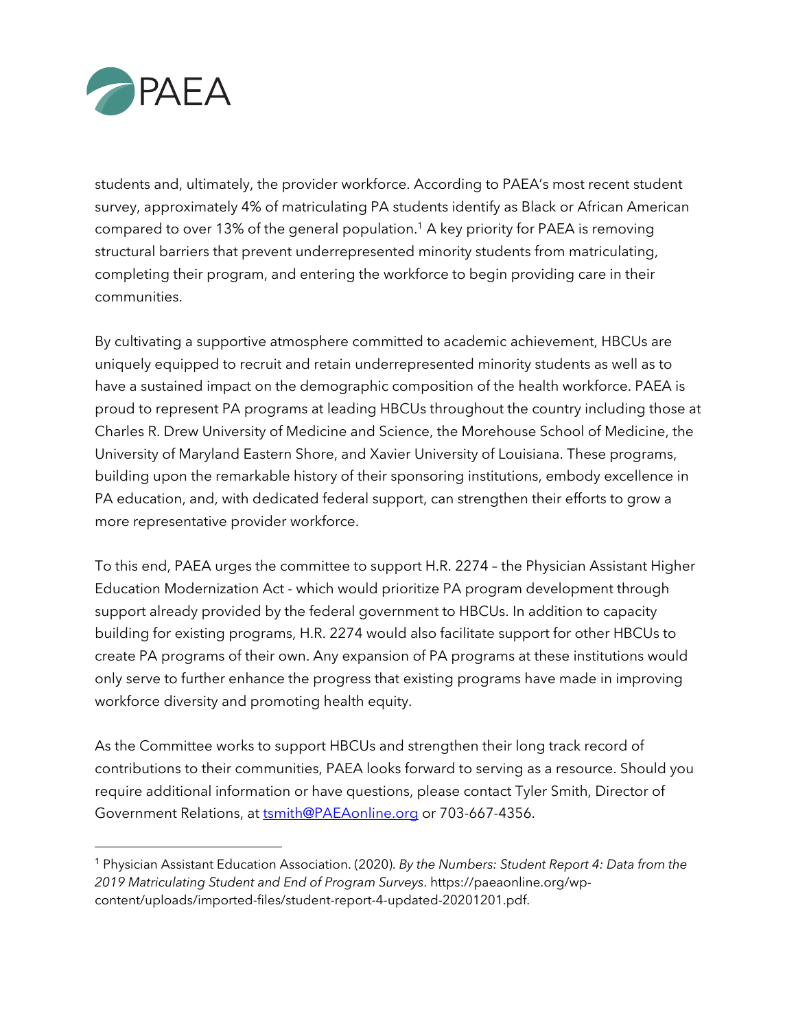students and, ultimately, the provider workforce. According to PAEA's most recent student survey, approximately 4% of matriculating PA students identify as Black or African American compared to over 13% of the general population.[1] A key priority for PAEA is removing structural barriers that prevent underrepresented minority students from matriculating, completing their program, and entering the workforce to begin providing care in their communities.

By cultivating a supportive atmosphere committed to academic achievement, HBCUs are uniquely equipped to recruit and retain underrepresented minority students as well as to have a sustained impact on the demographic composition of the health workforce. PAEA is proud to represent PA programs at leading HBCUs throughout the country including those at Charles R. Drew University of Medicine and Science, the Morehouse School of Medicine, the University of Maryland Eastern Shore, and Xavier University of Louisiana. These programs, building upon the remarkable history of their sponsoring institutions, embody excellence in PA education, and, with dedicated federal support, can strengthen their efforts to grow a more representative provider workforce.

To this end, PAEA urges the committee to support H.R. 2274 – the Physician Assistant Higher Education Modernization Act - which would prioritize PA program development through support already provided by the federal government to HBCUs. In addition to capacity building for existing programs, H.R. 2274 would also facilitate support for other HBCUs to create PA programs of their own. Any expansion of PA programs at these institutions would only serve to further enhance the progress that existing programs have made in improving workforce diversity and promoting health equity.

As the Committee works to support HBCUs and strengthen their long track record of contributions to their communities, PAEA looks forward to serving as a resource. Should you require additional information or have questions, please contact Tyler Smith, Director of Government Relations, at tsmith@PAEAonline.org or 703-667-4356.

---

[1] Physician Assistant Education Association. (2020). *By the Numbers: Student Report 4: Data from the 2019 Matriculating Student and End of Program Surveys*. https://paeaonline.org/wp-content/uploads/imported-files/student-report-4-updated-20201201.pdf.